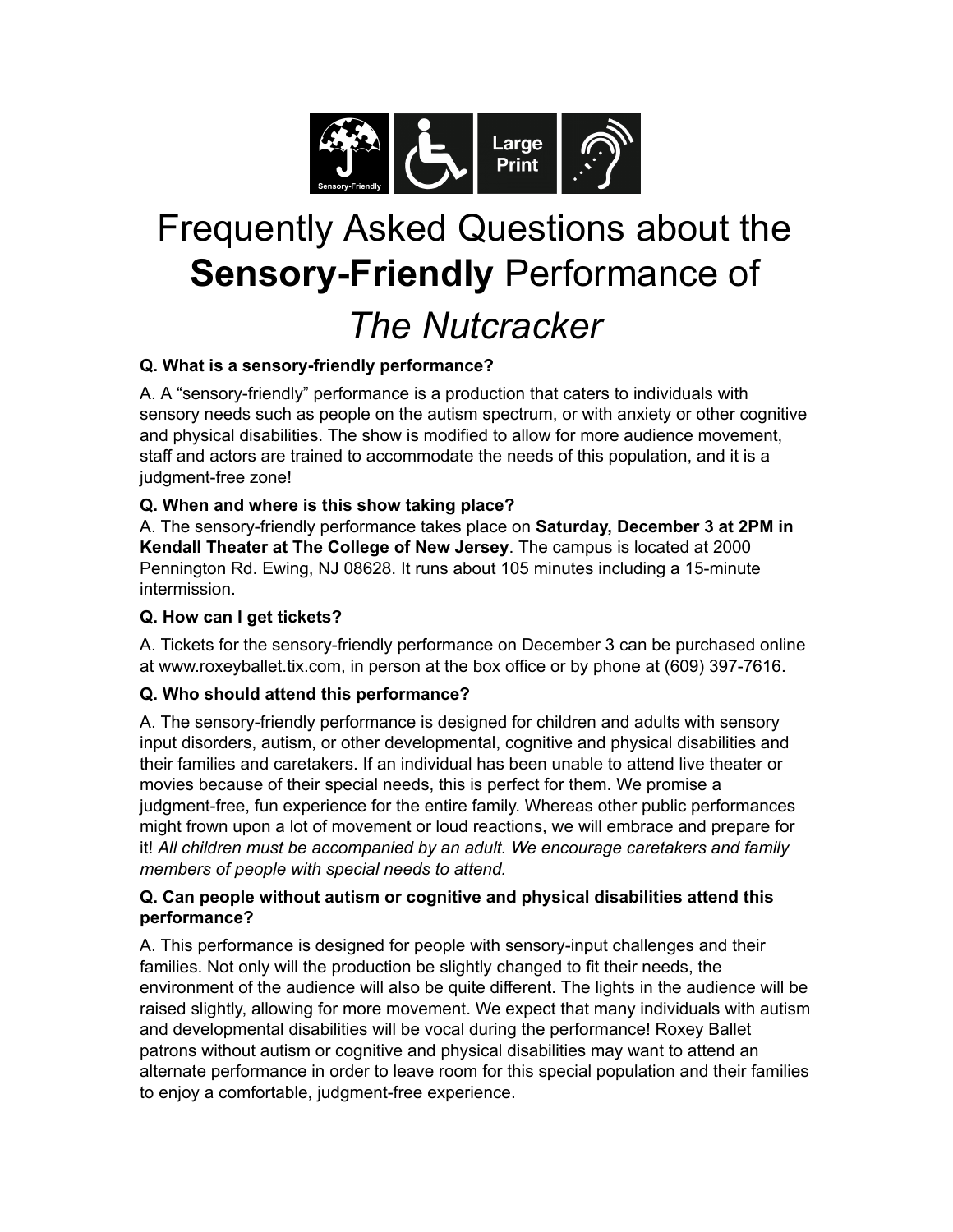# Frequently Asked Questions about the **Sensory-Friendly** Performance of *The Nutcracker*

**Q. What is a sensory-friendly performance?**

A. A "sensory-friendly" performance is a production that caters to individuals with sensory needs such as people on the autism spectrum, or with anxiety or other cognitive and physical disabilities. The show is modified to allow for more audience movement, staff and actors are trained to accommodate the needs of this population, and it is a judgment-free zone!

**Q. When and where is this show taking place?**

A. The sensory-friendly performance takes place on **Saturday, December 3 at 2PM in Kendall Theater at The College of New Jersey**. The campus is located at 2000 Pennington Rd. Ewing, NJ 08628. It runs about 105 minutes including a 15-minute intermission.

**Q. How can I get tickets?**

A. Tickets for the sensory-friendly performance on December 3 can be purchased online at www.roxeyballet.tix.com, in person at the box office or by phone at (609) 397-7616.

**Q. Who should attend this performance?**

A. The sensory-friendly performance is designed for children and adults with sensory input disorders, autism, or other developmental, cognitive and physical disabilities and their families and caretakers. If an individual has been unable to attend live theater or movies because of their special needs, this is perfect for them. We promise a judgment-free, fun experience for the entire family. Whereas other public performances might frown upon a lot of movement or loud reactions, we will embrace and prepare for it! *All children must be accompanied by an adult. We encourage caretakers and family members of people with special needs to attend.*

**Q. Can people without autism or cognitive and physical disabilities attend this performance?**

A. This performance is designed for people with sensory-input challenges and their families. Not only will the production be slightly changed to fit their needs, the environment of the audience will also be quite different. The lights in the audience will be raised slightly, allowing for more movement. We expect that many individuals with autism and developmental disabilities will be vocal during the performance! Roxey Ballet patrons without autism or cognitive and physical disabilities may want to attend an alternate performance in order to leave room for this special population and their families to enjoy a comfortable, judgment-free experience.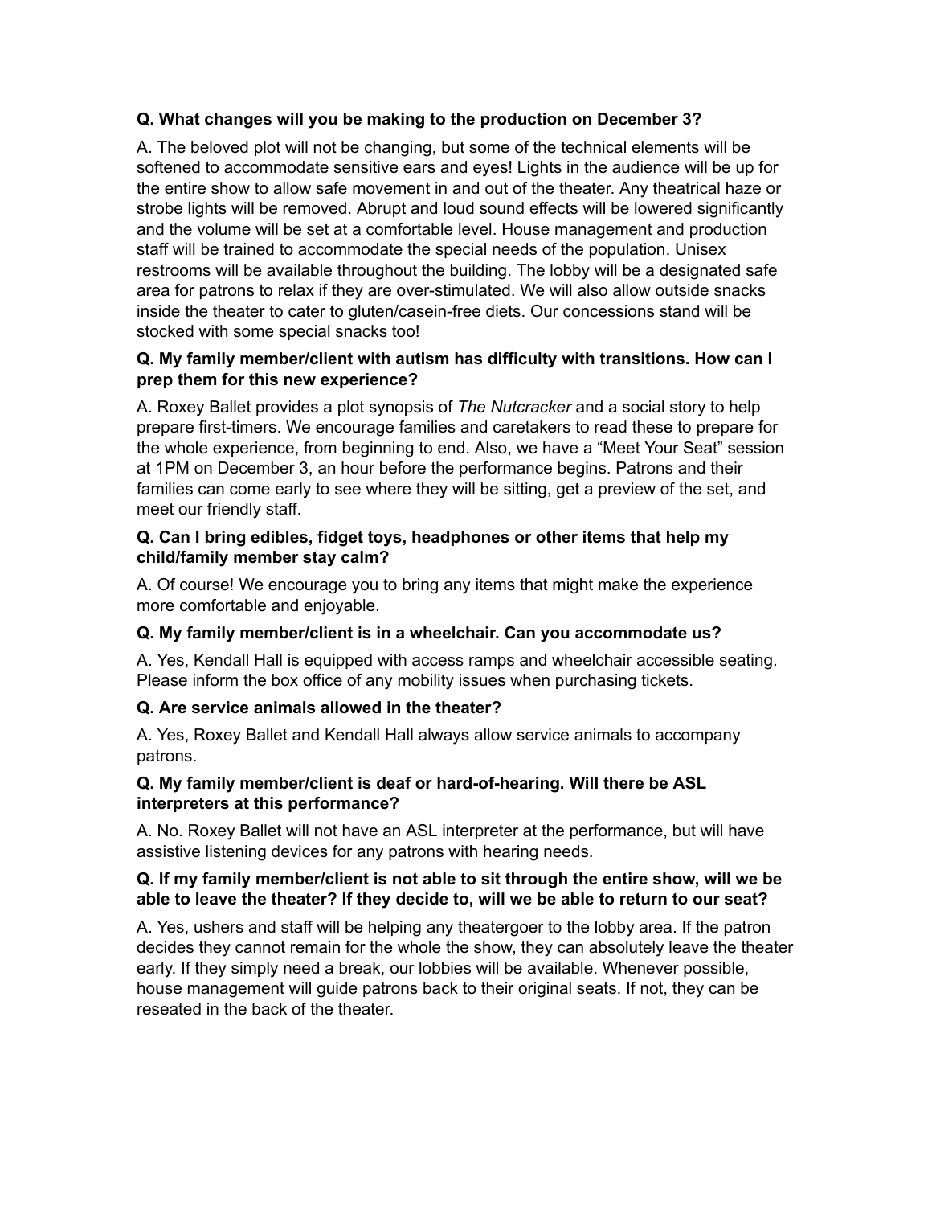**Q. What changes will you be making to the production on December 3?**

A. The beloved plot will not be changing, but some of the technical elements will be softened to accommodate sensitive ears and eyes! Lights in the audience will be up for the entire show to allow safe movement in and out of the theater. Any theatrical haze or strobe lights will be removed. Abrupt and loud sound effects will be lowered significantly and the volume will be set at a comfortable level. House management and production staff will be trained to accommodate the special needs of the population. Unisex restrooms will be available throughout the building. The lobby will be a designated safe area for patrons to relax if they are over-stimulated. We will also allow outside snacks inside the theater to cater to gluten/casein-free diets. Our concessions stand will be stocked with some special snacks too!

**Q. My family member/client with autism has difficulty with transitions. How can I prep them for this new experience?**

A. Roxey Ballet provides a plot synopsis of *The Nutcracker* and a social story to help prepare first-timers. We encourage families and caretakers to read these to prepare for the whole experience, from beginning to end. Also, we have a "Meet Your Seat" session at 1PM on December 3, an hour before the performance begins. Patrons and their families can come early to see where they will be sitting, get a preview of the set, and meet our friendly staff.

**Q. Can I bring edibles, fidget toys, headphones or other items that help my child/family member stay calm?**

A. Of course! We encourage you to bring any items that might make the experience more comfortable and enjoyable.

**Q. My family member/client is in a wheelchair. Can you accommodate us?**

A. Yes, Kendall Hall is equipped with access ramps and wheelchair accessible seating. Please inform the box office of any mobility issues when purchasing tickets.

**Q. Are service animals allowed in the theater?**

A. Yes, Roxey Ballet and Kendall Hall always allow service animals to accompany patrons.

**Q. My family member/client is deaf or hard-of-hearing. Will there be ASL interpreters at this performance?**

A. No. Roxey Ballet will not have an ASL interpreter at the performance, but will have assistive listening devices for any patrons with hearing needs.

**Q. If my family member/client is not able to sit through the entire show, will we be able to leave the theater? If they decide to, will we be able to return to our seat?**

A. Yes, ushers and staff will be helping any theatergoer to the lobby area. If the patron decides they cannot remain for the whole the show, they can absolutely leave the theater early. If they simply need a break, our lobbies will be available. Whenever possible, house management will guide patrons back to their original seats. If not, they can be reseated in the back of the theater.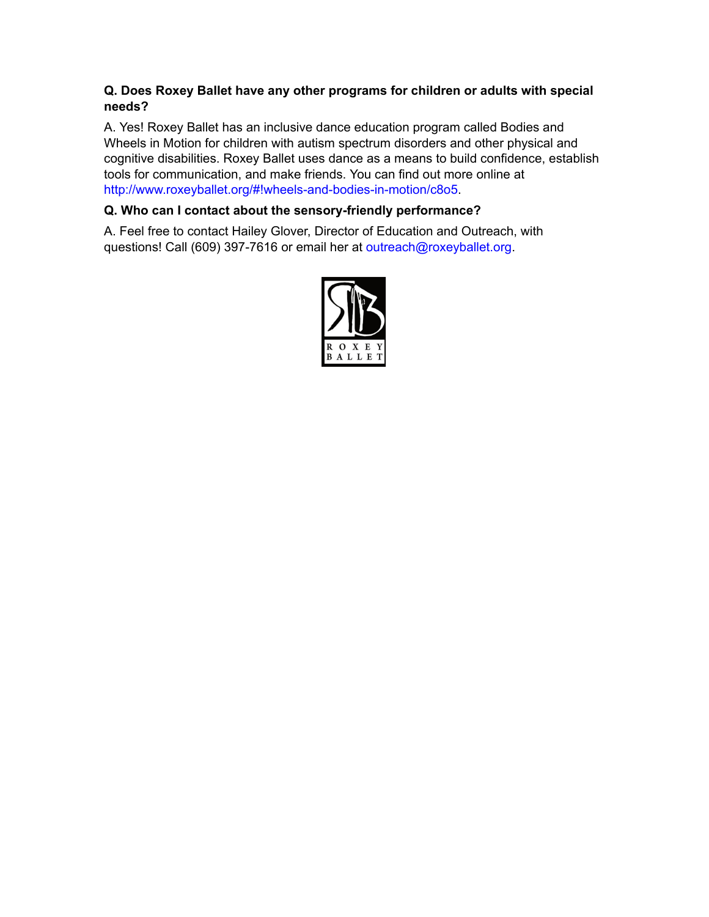**Q. Does Roxey Ballet have any other programs for children or adults with special needs?**

A. Yes! Roxey Ballet has an inclusive dance education program called Bodies and Wheels in Motion for children with autism spectrum disorders and other physical and cognitive disabilities. Roxey Ballet uses dance as a means to build confidence, establish tools for communication, and make friends. You can find out more online at http://www.roxeyballet.org/#!wheels-and-bodies-in-motion/c8o5.

**Q. Who can I contact about the sensory-friendly performance?**

A. Feel free to contact Hailey Glover, Director of Education and Outreach, with questions! Call (609) 397-7616 or email her at outreach@roxeyballet.org.

ROXEY BALLET